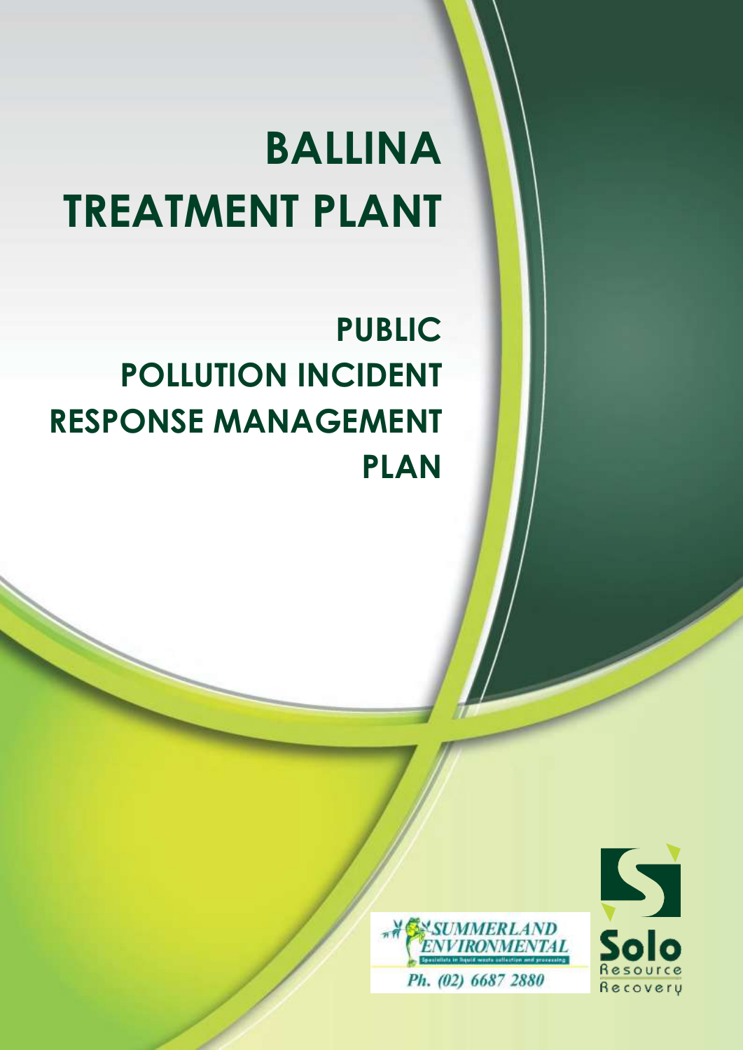# BALLINA TREATMENT PLANT

## PUBLIC POLLUTION INCIDENT RESPONSE MANAGEMENT PLAN

SUMMERLAND ENVIRONMENTAL

Specialists in liquid waste collection and processing

Ph. (02) 6687 2880

Solo Resource Recovery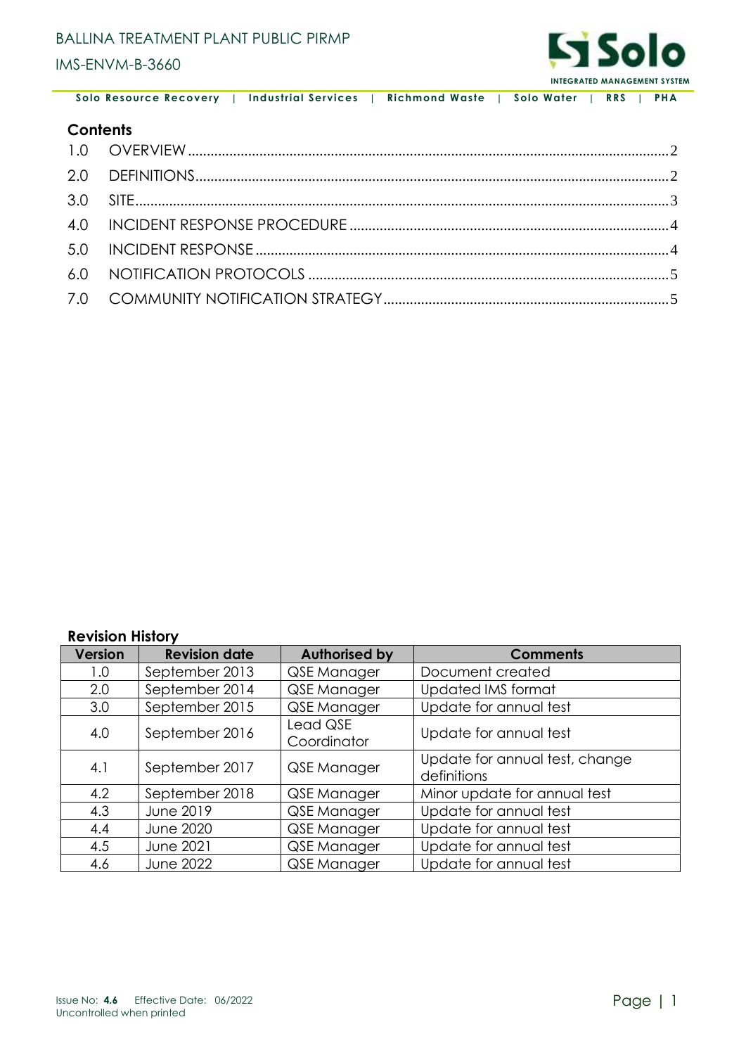## Contents

1.0 OVERVIEW ... 2
2.0 DEFINITIONS ... 2
3.0 SITE ... 3
4.0 INCIDENT RESPONSE PROCEDURE ... 4
5.0 INCIDENT RESPONSE ... 4
6.0 NOTIFICATION PROTOCOLS ... 5
7.0 COMMUNITY NOTIFICATION STRATEGY ... 5

### Revision History

| Version | Revision date | Authorised by | Comments |
|---|---|---|---|
| 1.0 | September 2013 | QSE Manager | Document created |
| 2.0 | September 2014 | QSE Manager | Updated IMS format |
| 3.0 | September 2015 | QSE Manager | Update for annual test |
| 4.0 | September 2016 | Lead QSE Coordinator | Update for annual test |
| 4.1 | September 2017 | QSE Manager | Update for annual test, change definitions |
| 4.2 | September 2018 | QSE Manager | Minor update for annual test |
| 4.3 | June 2019 | QSE Manager | Update for annual test |
| 4.4 | June 2020 | QSE Manager | Update for annual test |
| 4.5 | June 2021 | QSE Manager | Update for annual test |
| 4.6 | June 2022 | QSE Manager | Update for annual test |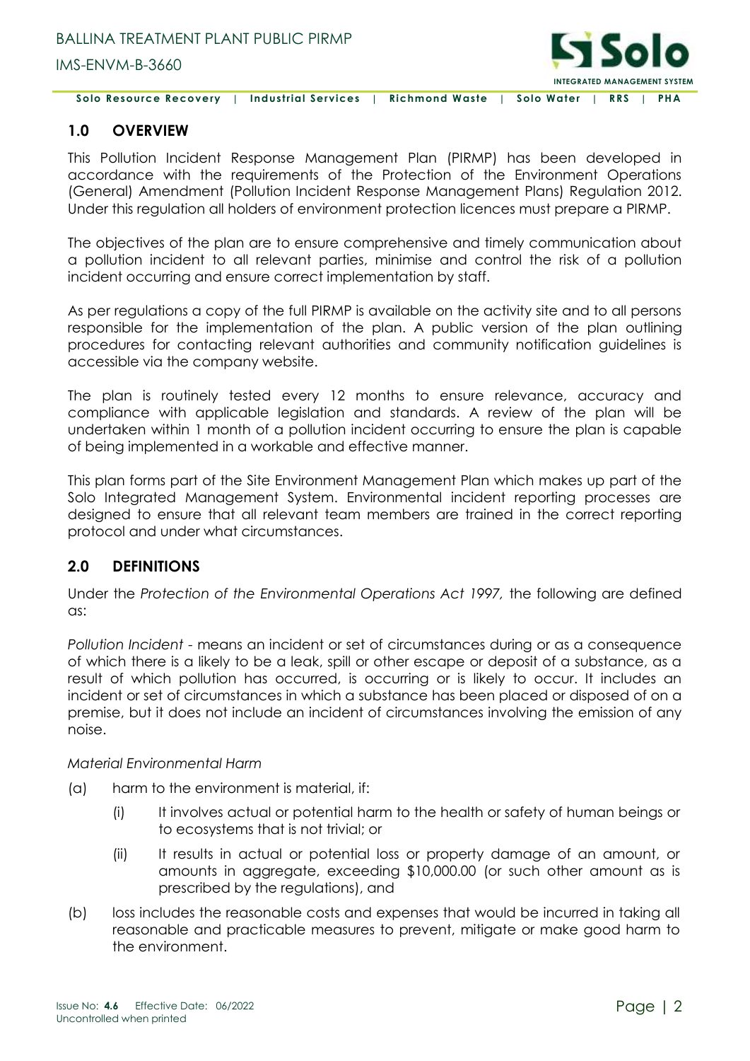## 1.0 OVERVIEW

This Pollution Incident Response Management Plan (PIRMP) has been developed in accordance with the requirements of the Protection of the Environment Operations (General) Amendment (Pollution Incident Response Management Plans) Regulation 2012. Under this regulation all holders of environment protection licences must prepare a PIRMP.

The objectives of the plan are to ensure comprehensive and timely communication about a pollution incident to all relevant parties, minimise and control the risk of a pollution incident occurring and ensure correct implementation by staff.

As per regulations a copy of the full PIRMP is available on the activity site and to all persons responsible for the implementation of the plan. A public version of the plan outlining procedures for contacting relevant authorities and community notification guidelines is accessible via the company website.

The plan is routinely tested every 12 months to ensure relevance, accuracy and compliance with applicable legislation and standards. A review of the plan will be undertaken within 1 month of a pollution incident occurring to ensure the plan is capable of being implemented in a workable and effective manner.

This plan forms part of the Site Environment Management Plan which makes up part of the Solo Integrated Management System. Environmental incident reporting processes are designed to ensure that all relevant team members are trained in the correct reporting protocol and under what circumstances.

## 2.0 DEFINITIONS

Under the *Protection of the Environmental Operations Act 1997,* the following are defined as:

*Pollution Incident* - means an incident or set of circumstances during or as a consequence of which there is a likely to be a leak, spill or other escape or deposit of a substance, as a result of which pollution has occurred, is occurring or is likely to occur. It includes an incident or set of circumstances in which a substance has been placed or disposed of on a premise, but it does not include an incident of circumstances involving the emission of any noise.

*Material Environmental Harm*

(a) harm to the environment is material, if:

 (i) It involves actual or potential harm to the health or safety of human beings or to ecosystems that is not trivial; or

 (ii) It results in actual or potential loss or property damage of an amount, or amounts in aggregate, exceeding $10,000.00 (or such other amount as is prescribed by the regulations), and

(b) loss includes the reasonable costs and expenses that would be incurred in taking all reasonable and practicable measures to prevent, mitigate or make good harm to the environment.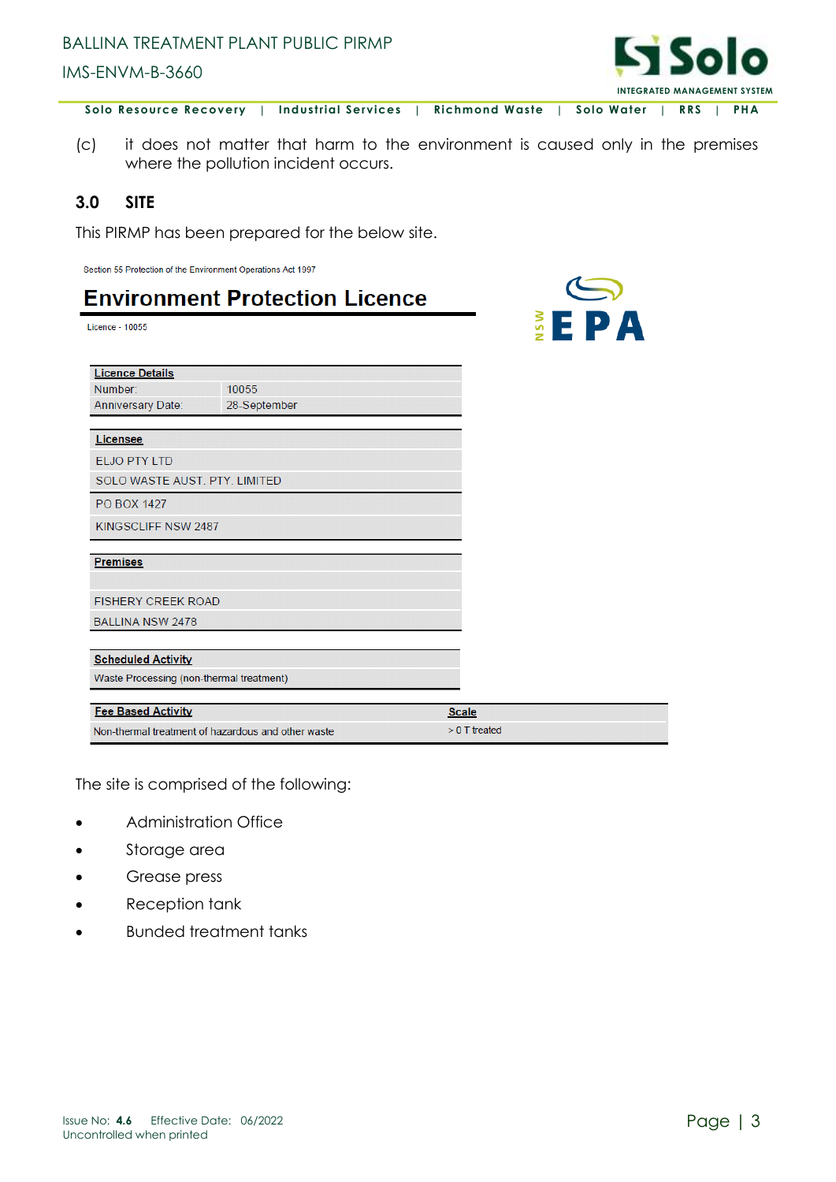(c) it does not matter that harm to the environment is caused only in the premises where the pollution incident occurs.

## 3.0 SITE

This PIRMP has been prepared for the below site.

Section 55 Protection of the Environment Operations Act 1997

### Environment Protection Licence

Licence - 10055

| Licence Details | |
|---|---|
| Number: | 10055 |
| Anniversary Date: | 28-September |

| Licensee |
|---|
| ELJO PTY LTD |
| SOLO WASTE AUST. PTY. LIMITED |
| PO BOX 1427 |
| KINGSCLIFF NSW 2487 |

| Premises |
|---|
| |
| FISHERY CREEK ROAD |
| BALLINA NSW 2478 |

| Scheduled Activity |
|---|
| Waste Processing (non-thermal treatment) |

| Fee Based Activity | Scale |
|---|---|
| Non-thermal treatment of hazardous and other waste | > 0 T treated |

The site is comprised of the following:

- Administration Office
- Storage area
- Grease press
- Reception tank
- Bunded treatment tanks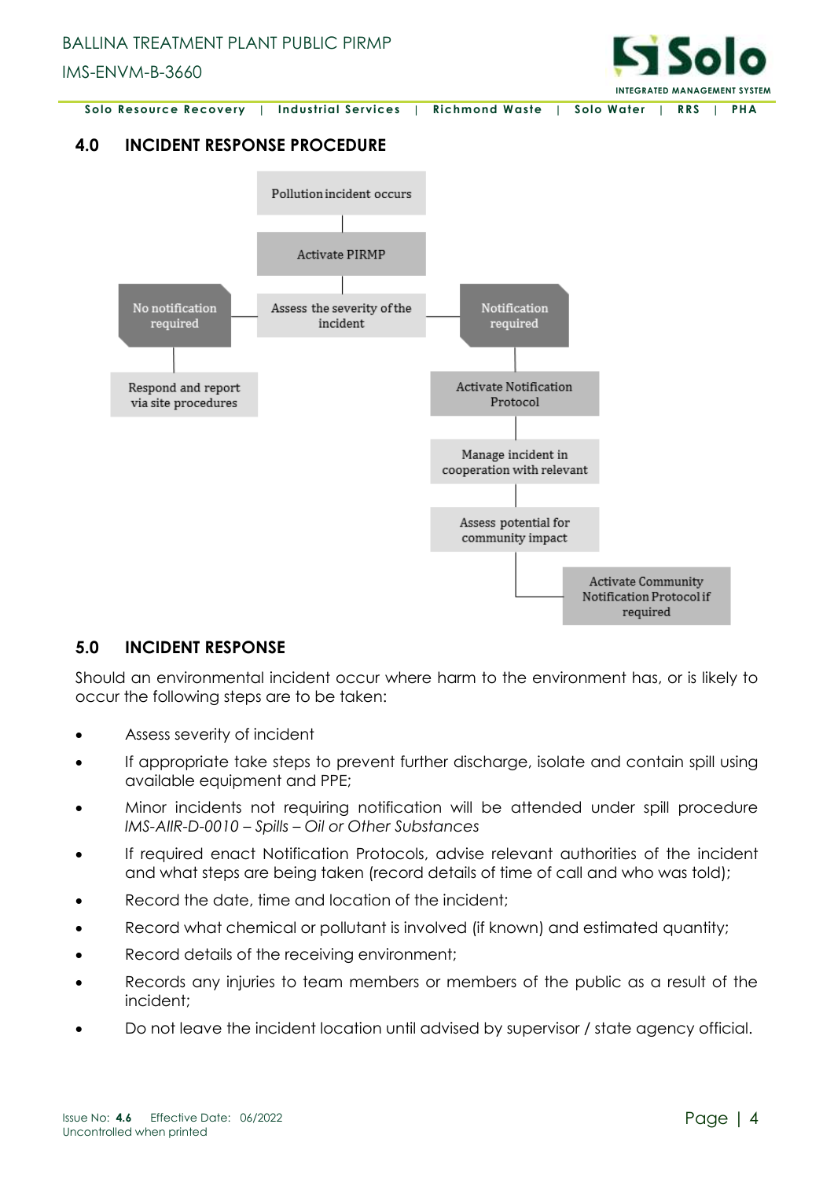## 4.0 INCIDENT RESPONSE PROCEDURE

Pollution incident occurs

Activate PIRMP

Assess the severity of the incident

- No notification required
  - Respond and report via site procedures
- Notification required
  - Activate Notification Protocol
  - Manage incident in cooperation with relevant
  - Assess potential for community impact
  - Activate Community Notification Protocol if required

## 5.0 INCIDENT RESPONSE

Should an environmental incident occur where harm to the environment has, or is likely to occur the following steps are to be taken:

- Assess severity of incident
- If appropriate take steps to prevent further discharge, isolate and contain spill using available equipment and PPE;
- Minor incidents not requiring notification will be attended under spill procedure *IMS-AIIR-D-0010 – Spills – Oil or Other Substances*
- If required enact Notification Protocols, advise relevant authorities of the incident and what steps are being taken (record details of time of call and who was told);
- Record the date, time and location of the incident;
- Record what chemical or pollutant is involved (if known) and estimated quantity;
- Record details of the receiving environment;
- Records any injuries to team members or members of the public as a result of the incident;
- Do not leave the incident location until advised by supervisor / state agency official.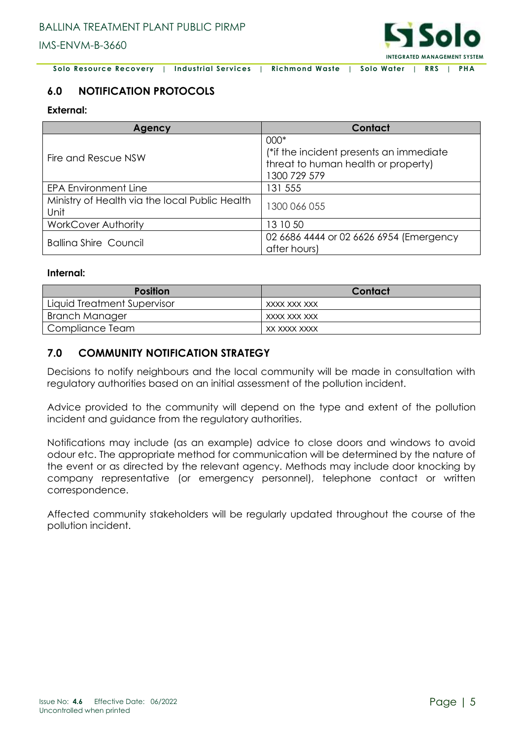## 6.0 NOTIFICATION PROTOCOLS

**External:**

| Agency | Contact |
|---|---|
| Fire and Rescue NSW | 000* (*if the incident presents an immediate threat to human health or property) 1300 729 579 |
| EPA Environment Line | 131 555 |
| Ministry of Health via the local Public Health Unit | 1300 066 055 |
| WorkCover Authority | 13 10 50 |
| Ballina Shire Council | 02 6686 4444 or 02 6626 6954 (Emergency after hours) |

**Internal:**

| Position | Contact |
|---|---|
| Liquid Treatment Supervisor | XXXX XXX XXX |
| Branch Manager | XXXX XXX XXX |
| Compliance Team | XX XXXX XXXX |

## 7.0 COMMUNITY NOTIFICATION STRATEGY

Decisions to notify neighbours and the local community will be made in consultation with regulatory authorities based on an initial assessment of the pollution incident.

Advice provided to the community will depend on the type and extent of the pollution incident and guidance from the regulatory authorities.

Notifications may include (as an example) advice to close doors and windows to avoid odour etc. The appropriate method for communication will be determined by the nature of the event or as directed by the relevant agency. Methods may include door knocking by company representative (or emergency personnel), telephone contact or written correspondence.

Affected community stakeholders will be regularly updated throughout the course of the pollution incident.